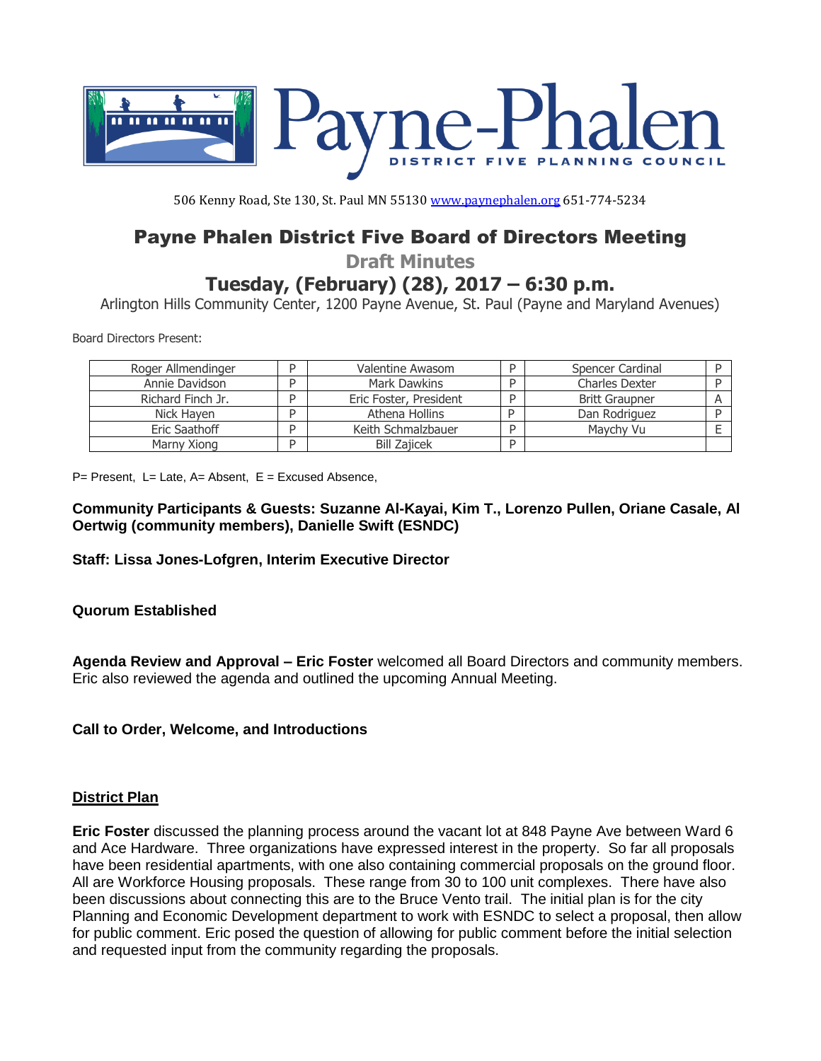Payne-Phalen
DISTRICT FIVE PLANNING COUNCIL

506 Kenny Road, Ste 130, St. Paul MN 55130 www.paynephalen.org 651-774-5234

# Payne Phalen District Five Board of Directors Meeting

## Draft Minutes

## Tuesday, (February) (28), 2017 – 6:30 p.m.

Arlington Hills Community Center, 1200 Payne Avenue, St. Paul (Payne and Maryland Avenues)

Board Directors Present:

| | | | | | |
|---|---|---|---|---|---|
| Roger Allmendinger | P | Valentine Awasom | P | Spencer Cardinal | P |
| Annie Davidson | P | Mark Dawkins | P | Charles Dexter | P |
| Richard Finch Jr. | P | Eric Foster, President | P | Britt Graupner | A |
| Nick Hayen | P | Athena Hollins | P | Dan Rodriguez | P |
| Eric Saathoff | P | Keith Schmalzbauer | P | Maychy Vu | E |
| Marny Xiong | P | Bill Zajicek | P | | |

P= Present, L= Late, A= Absent, E = Excused Absence,

**Community Participants & Guests: Suzanne Al-Kayai, Kim T., Lorenzo Pullen, Oriane Casale, Al Oertwig (community members), Danielle Swift (ESNDC)**

**Staff: Lissa Jones-Lofgren, Interim Executive Director**

**Quorum Established**

**Agenda Review and Approval – Eric Foster** welcomed all Board Directors and community members. Eric also reviewed the agenda and outlined the upcoming Annual Meeting.

**Call to Order, Welcome, and Introductions**

**<u>District Plan</u>**

**Eric Foster** discussed the planning process around the vacant lot at 848 Payne Ave between Ward 6 and Ace Hardware. Three organizations have expressed interest in the property. So far all proposals have been residential apartments, with one also containing commercial proposals on the ground floor. All are Workforce Housing proposals. These range from 30 to 100 unit complexes. There have also been discussions about connecting this are to the Bruce Vento trail. The initial plan is for the city Planning and Economic Development department to work with ESNDC to select a proposal, then allow for public comment. Eric posed the question of allowing for public comment before the initial selection and requested input from the community regarding the proposals.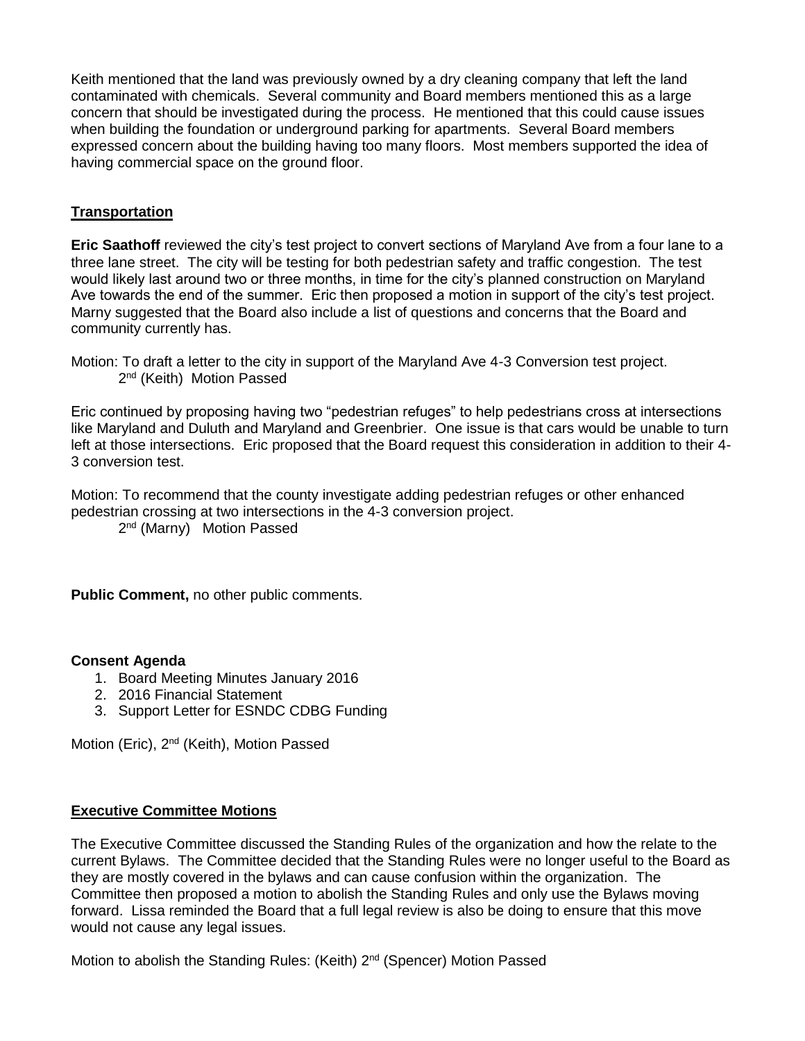Keith mentioned that the land was previously owned by a dry cleaning company that left the land contaminated with chemicals. Several community and Board members mentioned this as a large concern that should be investigated during the process. He mentioned that this could cause issues when building the foundation or underground parking for apartments. Several Board members expressed concern about the building having too many floors. Most members supported the idea of having commercial space on the ground floor.

## Transportation

**Eric Saathoff** reviewed the city's test project to convert sections of Maryland Ave from a four lane to a three lane street. The city will be testing for both pedestrian safety and traffic congestion. The test would likely last around two or three months, in time for the city's planned construction on Maryland Ave towards the end of the summer. Eric then proposed a motion in support of the city's test project. Marny suggested that the Board also include a list of questions and concerns that the Board and community currently has.

Motion: To draft a letter to the city in support of the Maryland Ave 4-3 Conversion test project.
2nd (Keith) Motion Passed

Eric continued by proposing having two "pedestrian refuges" to help pedestrians cross at intersections like Maryland and Duluth and Maryland and Greenbrier. One issue is that cars would be unable to turn left at those intersections. Eric proposed that the Board request this consideration in addition to their 4-3 conversion test.

Motion: To recommend that the county investigate adding pedestrian refuges or other enhanced pedestrian crossing at two intersections in the 4-3 conversion project.
2nd (Marny) Motion Passed

**Public Comment,** no other public comments.

**Consent Agenda**

1. Board Meeting Minutes January 2016
2. 2016 Financial Statement
3. Support Letter for ESNDC CDBG Funding

Motion (Eric), 2nd (Keith), Motion Passed

## Executive Committee Motions

The Executive Committee discussed the Standing Rules of the organization and how the relate to the current Bylaws. The Committee decided that the Standing Rules were no longer useful to the Board as they are mostly covered in the bylaws and can cause confusion within the organization. The Committee then proposed a motion to abolish the Standing Rules and only use the Bylaws moving forward. Lissa reminded the Board that a full legal review is also be doing to ensure that this move would not cause any legal issues.

Motion to abolish the Standing Rules: (Keith) 2nd (Spencer) Motion Passed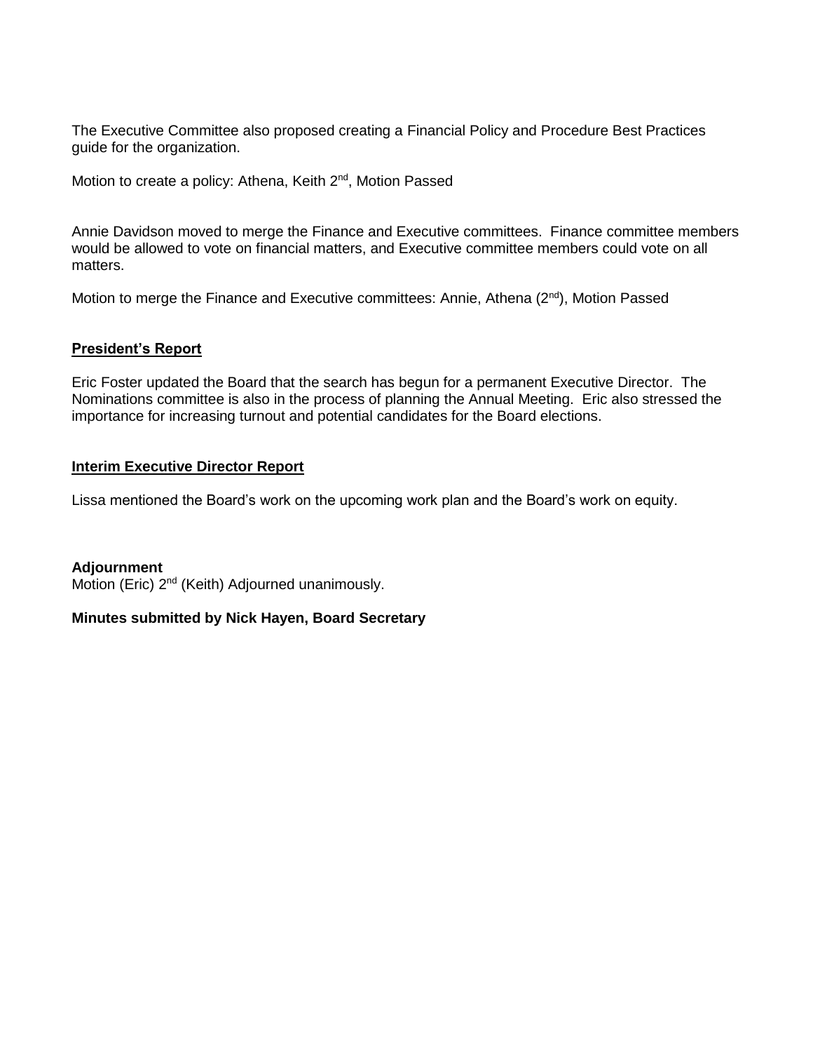The Executive Committee also proposed creating a Financial Policy and Procedure Best Practices guide for the organization.

Motion to create a policy: Athena, Keith 2nd, Motion Passed

Annie Davidson moved to merge the Finance and Executive committees. Finance committee members would be allowed to vote on financial matters, and Executive committee members could vote on all matters.

Motion to merge the Finance and Executive committees: Annie, Athena (2nd), Motion Passed

**President's Report**

Eric Foster updated the Board that the search has begun for a permanent Executive Director. The Nominations committee is also in the process of planning the Annual Meeting. Eric also stressed the importance for increasing turnout and potential candidates for the Board elections.

**Interim Executive Director Report**

Lissa mentioned the Board's work on the upcoming work plan and the Board's work on equity.

**Adjournment**

Motion (Eric) 2nd (Keith) Adjourned unanimously.

**Minutes submitted by Nick Hayen, Board Secretary**